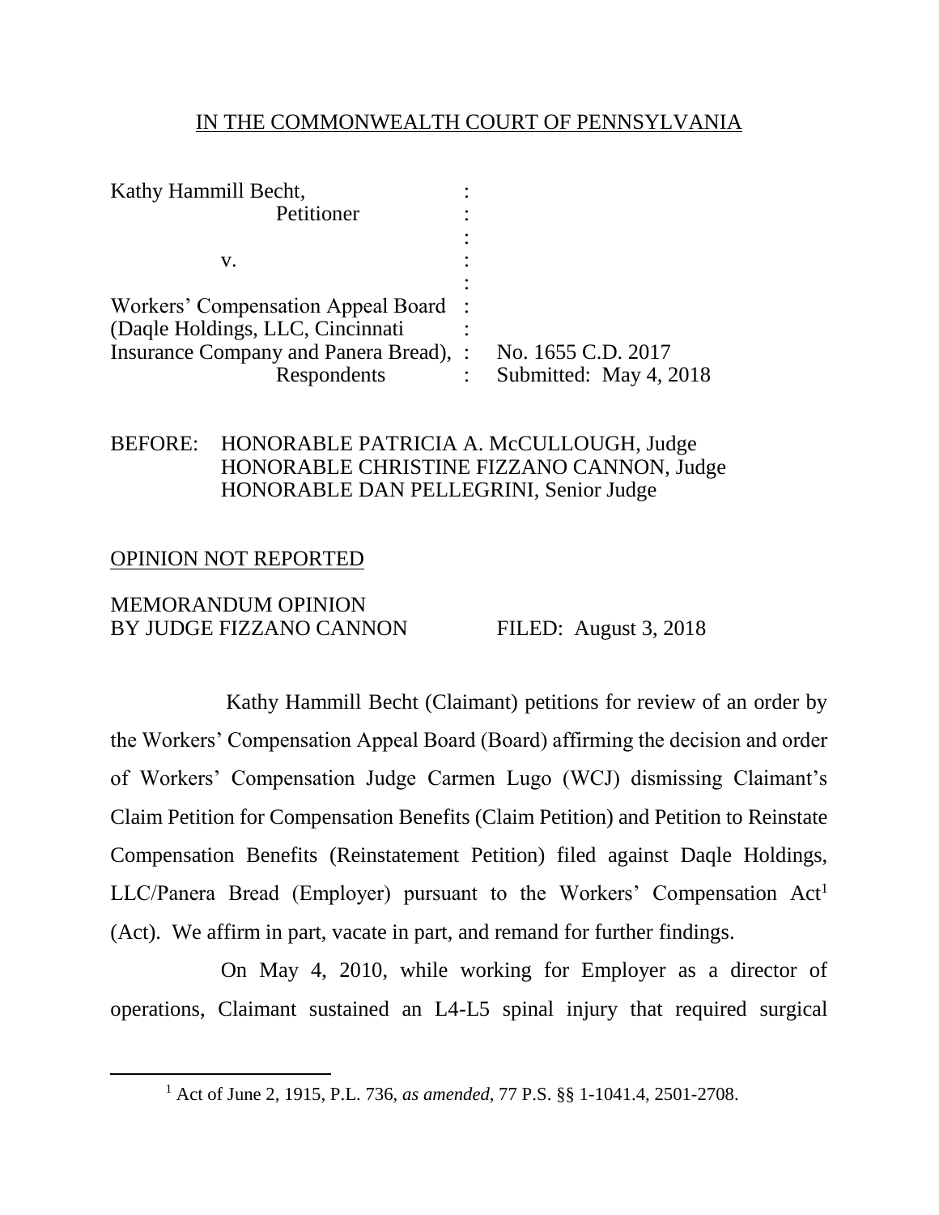IN THE COMMONWEALTH COURT OF PENNSYLVANIA

| | | |
|---|---|---|
| Kathy Hammill Becht, | : | |
| Petitioner | : | |
| | : | |
| v. | : | |
| | : | |
| Workers' Compensation Appeal Board | : | |
| (Daqle Holdings, LLC, Cincinnati | : | |
| Insurance Company and Panera Bread), | : | No. 1655 C.D. 2017 |
| Respondents | : | Submitted: May 4, 2018 |

BEFORE: HONORABLE PATRICIA A. McCULLOUGH, Judge
HONORABLE CHRISTINE FIZZANO CANNON, Judge
HONORABLE DAN PELLEGRINI, Senior Judge

OPINION NOT REPORTED

MEMORANDUM OPINION
BY JUDGE FIZZANO CANNON FILED: August 3, 2018

Kathy Hammill Becht (Claimant) petitions for review of an order by the Workers' Compensation Appeal Board (Board) affirming the decision and order of Workers' Compensation Judge Carmen Lugo (WCJ) dismissing Claimant's Claim Petition for Compensation Benefits (Claim Petition) and Petition to Reinstate Compensation Benefits (Reinstatement Petition) filed against Daqle Holdings, LLC/Panera Bread (Employer) pursuant to the Workers' Compensation Act[1] (Act). We affirm in part, vacate in part, and remand for further findings.

On May 4, 2010, while working for Employer as a director of operations, Claimant sustained an L4-L5 spinal injury that required surgical

---

[1] Act of June 2, 1915, P.L. 736, *as amended*, 77 P.S. §§ 1-1041.4, 2501-2708.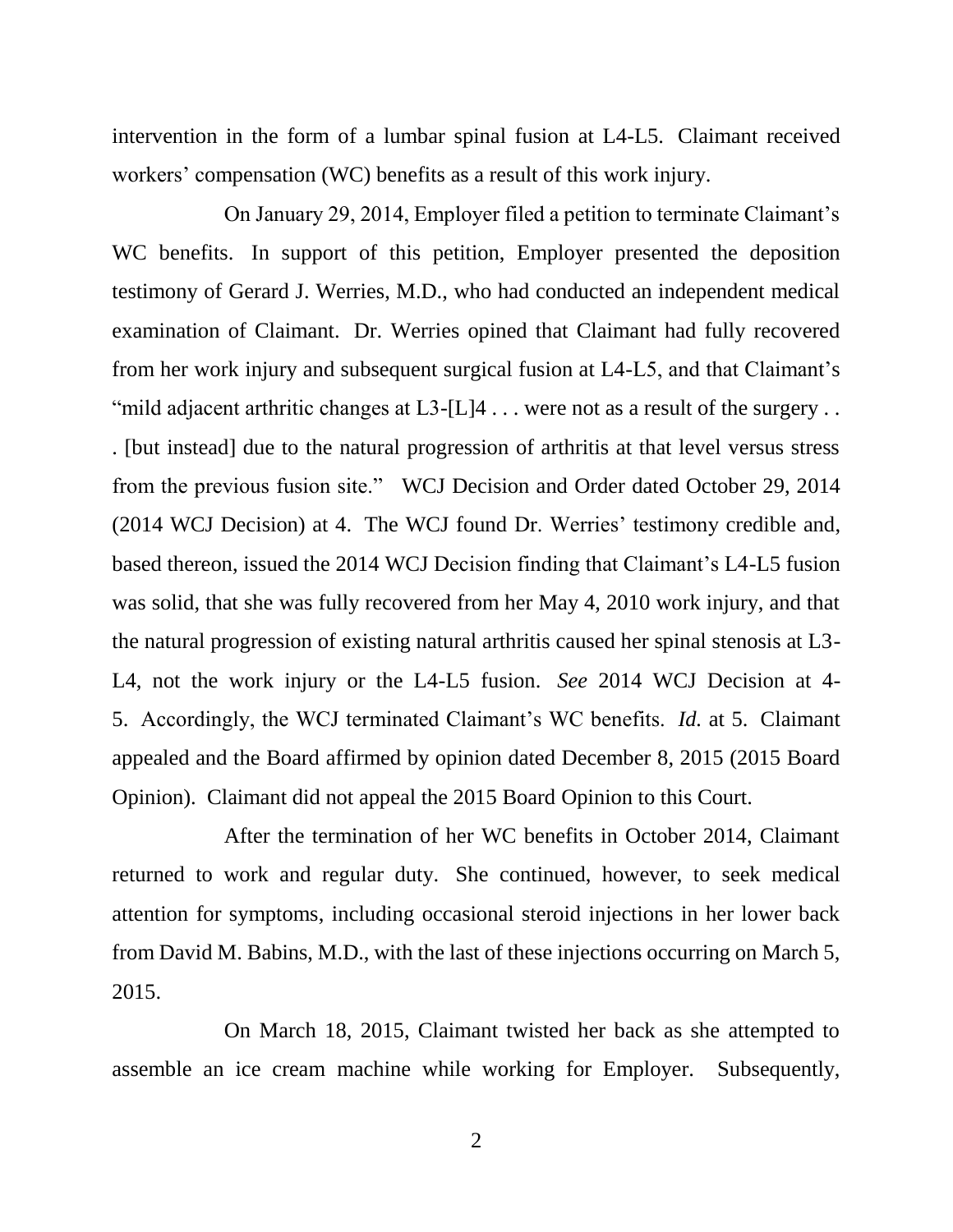intervention in the form of a lumbar spinal fusion at L4-L5. Claimant received workers' compensation (WC) benefits as a result of this work injury.

On January 29, 2014, Employer filed a petition to terminate Claimant's WC benefits. In support of this petition, Employer presented the deposition testimony of Gerard J. Werries, M.D., who had conducted an independent medical examination of Claimant. Dr. Werries opined that Claimant had fully recovered from her work injury and subsequent surgical fusion at L4-L5, and that Claimant's "mild adjacent arthritic changes at L3-[L]4 . . . were not as a result of the surgery . . . [but instead] due to the natural progression of arthritis at that level versus stress from the previous fusion site." WCJ Decision and Order dated October 29, 2014 (2014 WCJ Decision) at 4. The WCJ found Dr. Werries' testimony credible and, based thereon, issued the 2014 WCJ Decision finding that Claimant's L4-L5 fusion was solid, that she was fully recovered from her May 4, 2010 work injury, and that the natural progression of existing natural arthritis caused her spinal stenosis at L3-L4, not the work injury or the L4-L5 fusion. *See* 2014 WCJ Decision at 4-5. Accordingly, the WCJ terminated Claimant's WC benefits. *Id.* at 5. Claimant appealed and the Board affirmed by opinion dated December 8, 2015 (2015 Board Opinion). Claimant did not appeal the 2015 Board Opinion to this Court.

After the termination of her WC benefits in October 2014, Claimant returned to work and regular duty. She continued, however, to seek medical attention for symptoms, including occasional steroid injections in her lower back from David M. Babins, M.D., with the last of these injections occurring on March 5, 2015.

On March 18, 2015, Claimant twisted her back as she attempted to assemble an ice cream machine while working for Employer. Subsequently,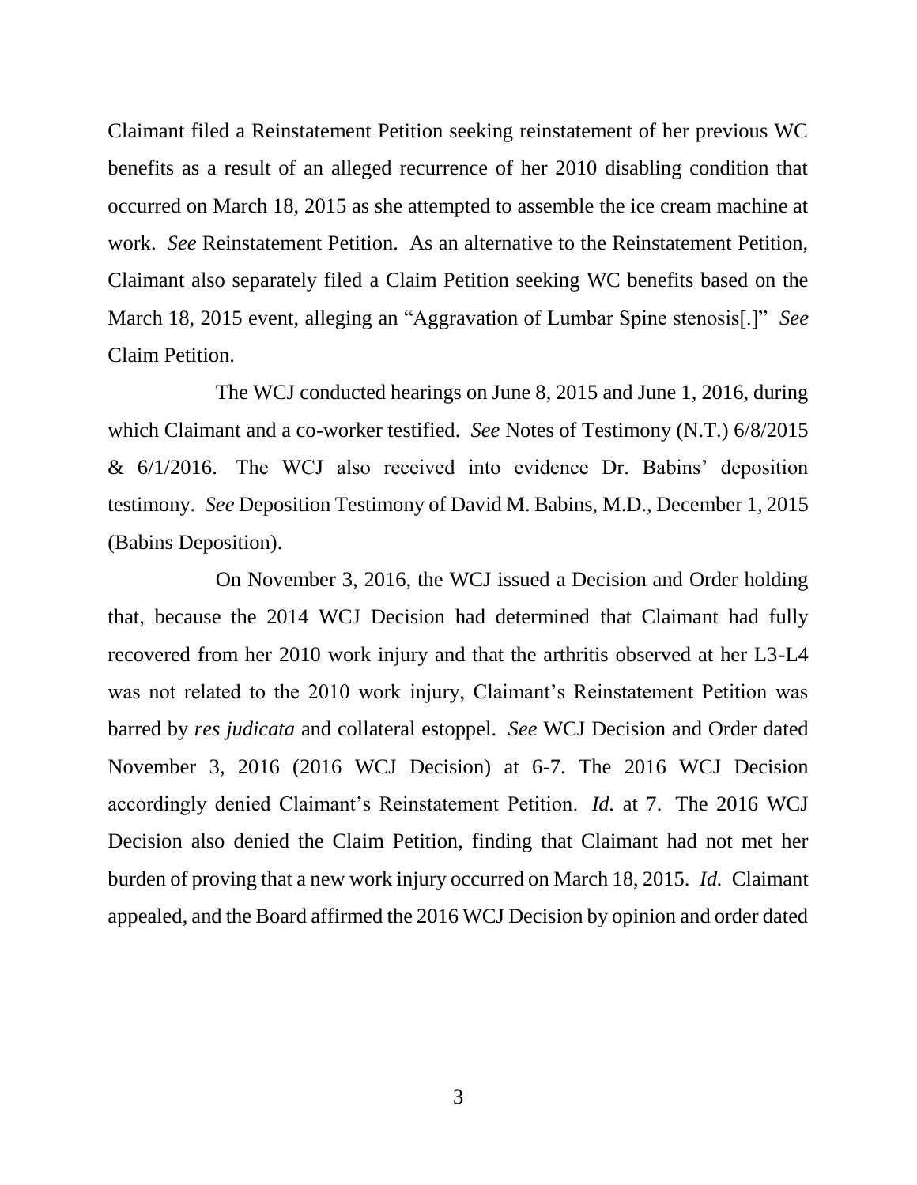Claimant filed a Reinstatement Petition seeking reinstatement of her previous WC benefits as a result of an alleged recurrence of her 2010 disabling condition that occurred on March 18, 2015 as she attempted to assemble the ice cream machine at work. *See* Reinstatement Petition. As an alternative to the Reinstatement Petition, Claimant also separately filed a Claim Petition seeking WC benefits based on the March 18, 2015 event, alleging an "Aggravation of Lumbar Spine stenosis[.]" *See* Claim Petition.

The WCJ conducted hearings on June 8, 2015 and June 1, 2016, during which Claimant and a co-worker testified. *See* Notes of Testimony (N.T.) 6/8/2015 & 6/1/2016. The WCJ also received into evidence Dr. Babins' deposition testimony. *See* Deposition Testimony of David M. Babins, M.D., December 1, 2015 (Babins Deposition).

On November 3, 2016, the WCJ issued a Decision and Order holding that, because the 2014 WCJ Decision had determined that Claimant had fully recovered from her 2010 work injury and that the arthritis observed at her L3-L4 was not related to the 2010 work injury, Claimant's Reinstatement Petition was barred by *res judicata* and collateral estoppel. *See* WCJ Decision and Order dated November 3, 2016 (2016 WCJ Decision) at 6-7. The 2016 WCJ Decision accordingly denied Claimant's Reinstatement Petition. *Id.* at 7. The 2016 WCJ Decision also denied the Claim Petition, finding that Claimant had not met her burden of proving that a new work injury occurred on March 18, 2015. *Id.* Claimant appealed, and the Board affirmed the 2016 WCJ Decision by opinion and order dated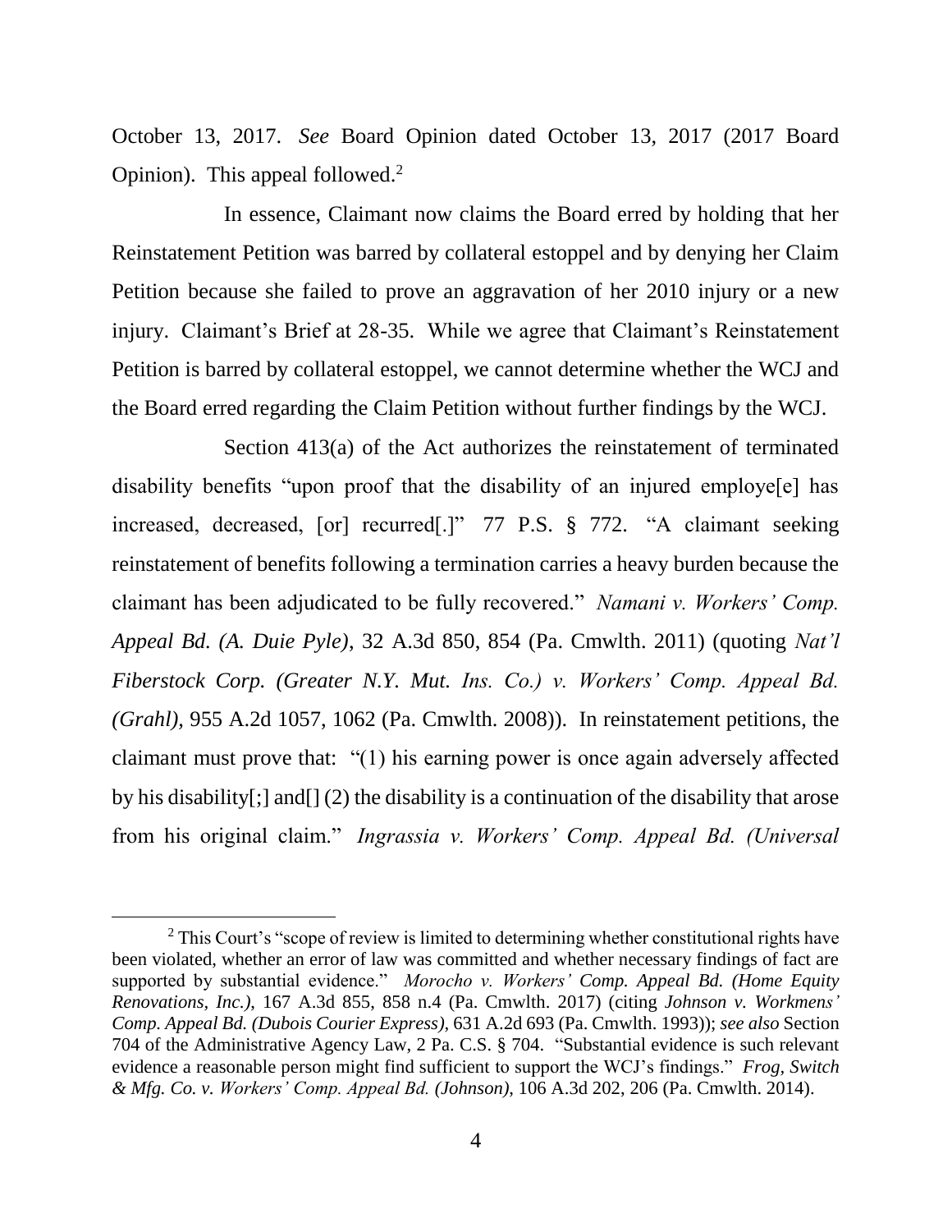October 13, 2017. *See* Board Opinion dated October 13, 2017 (2017 Board Opinion). This appeal followed.[2]

In essence, Claimant now claims the Board erred by holding that her Reinstatement Petition was barred by collateral estoppel and by denying her Claim Petition because she failed to prove an aggravation of her 2010 injury or a new injury. Claimant's Brief at 28-35. While we agree that Claimant's Reinstatement Petition is barred by collateral estoppel, we cannot determine whether the WCJ and the Board erred regarding the Claim Petition without further findings by the WCJ.

Section 413(a) of the Act authorizes the reinstatement of terminated disability benefits "upon proof that the disability of an injured employe[e] has increased, decreased, [or] recurred[.]" 77 P.S. § 772. "A claimant seeking reinstatement of benefits following a termination carries a heavy burden because the claimant has been adjudicated to be fully recovered." *Namani v. Workers' Comp. Appeal Bd. (A. Duie Pyle)*, 32 A.3d 850, 854 (Pa. Cmwlth. 2011) (quoting *Nat'l Fiberstock Corp. (Greater N.Y. Mut. Ins. Co.) v. Workers' Comp. Appeal Bd. (Grahl)*, 955 A.2d 1057, 1062 (Pa. Cmwlth. 2008)). In reinstatement petitions, the claimant must prove that: "(1) his earning power is once again adversely affected by his disability[;] and[] (2) the disability is a continuation of the disability that arose from his original claim." *Ingrassia v. Workers' Comp. Appeal Bd. (Universal*

---

[2] This Court's "scope of review is limited to determining whether constitutional rights have been violated, whether an error of law was committed and whether necessary findings of fact are supported by substantial evidence." *Morocho v. Workers' Comp. Appeal Bd. (Home Equity Renovations, Inc.)*, 167 A.3d 855, 858 n.4 (Pa. Cmwlth. 2017) (citing *Johnson v. Workmens' Comp. Appeal Bd. (Dubois Courier Express)*, 631 A.2d 693 (Pa. Cmwlth. 1993)); *see also* Section 704 of the Administrative Agency Law, 2 Pa. C.S. § 704. "Substantial evidence is such relevant evidence a reasonable person might find sufficient to support the WCJ's findings." *Frog, Switch & Mfg. Co. v. Workers' Comp. Appeal Bd. (Johnson)*, 106 A.3d 202, 206 (Pa. Cmwlth. 2014).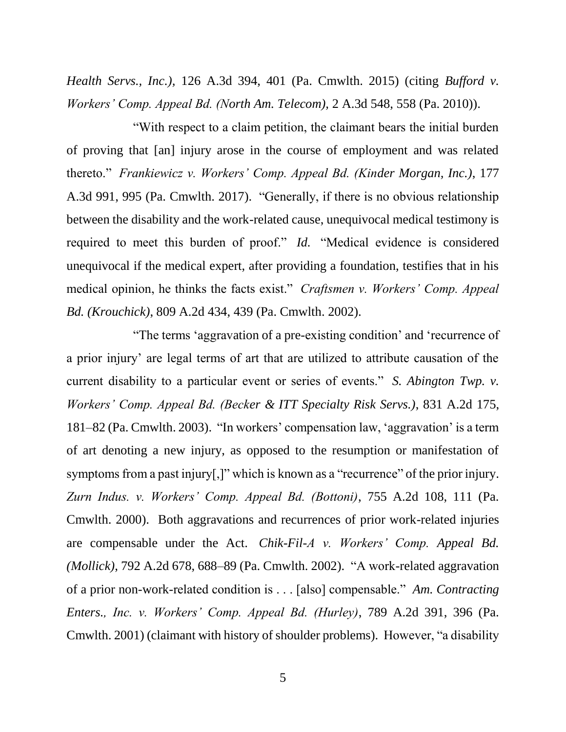*Health Servs., Inc.)*, 126 A.3d 394, 401 (Pa. Cmwlth. 2015) (citing *Bufford v. Workers' Comp. Appeal Bd. (North Am. Telecom)*, 2 A.3d 548, 558 (Pa. 2010)).

"With respect to a claim petition, the claimant bears the initial burden of proving that [an] injury arose in the course of employment and was related thereto." *Frankiewicz v. Workers' Comp. Appeal Bd. (Kinder Morgan, Inc.)*, 177 A.3d 991, 995 (Pa. Cmwlth. 2017). "Generally, if there is no obvious relationship between the disability and the work-related cause, unequivocal medical testimony is required to meet this burden of proof." *Id.* "Medical evidence is considered unequivocal if the medical expert, after providing a foundation, testifies that in his medical opinion, he thinks the facts exist." *Craftsmen v. Workers' Comp. Appeal Bd. (Krouchick)*, 809 A.2d 434, 439 (Pa. Cmwlth. 2002).

"The terms 'aggravation of a pre-existing condition' and 'recurrence of a prior injury' are legal terms of art that are utilized to attribute causation of the current disability to a particular event or series of events." *S. Abington Twp. v. Workers' Comp. Appeal Bd. (Becker & ITT Specialty Risk Servs.)*, 831 A.2d 175, 181–82 (Pa. Cmwlth. 2003). "In workers' compensation law, 'aggravation' is a term of art denoting a new injury, as opposed to the resumption or manifestation of symptoms from a past injury[,]" which is known as a "recurrence" of the prior injury. *Zurn Indus. v. Workers' Comp. Appeal Bd. (Bottoni)*, 755 A.2d 108, 111 (Pa. Cmwlth. 2000). Both aggravations and recurrences of prior work-related injuries are compensable under the Act. *Chik-Fil-A v. Workers' Comp. Appeal Bd. (Mollick)*, 792 A.2d 678, 688–89 (Pa. Cmwlth. 2002). "A work-related aggravation of a prior non-work-related condition is . . . [also] compensable." *Am. Contracting Enters., Inc. v. Workers' Comp. Appeal Bd. (Hurley)*, 789 A.2d 391, 396 (Pa. Cmwlth. 2001) (claimant with history of shoulder problems). However, "a disability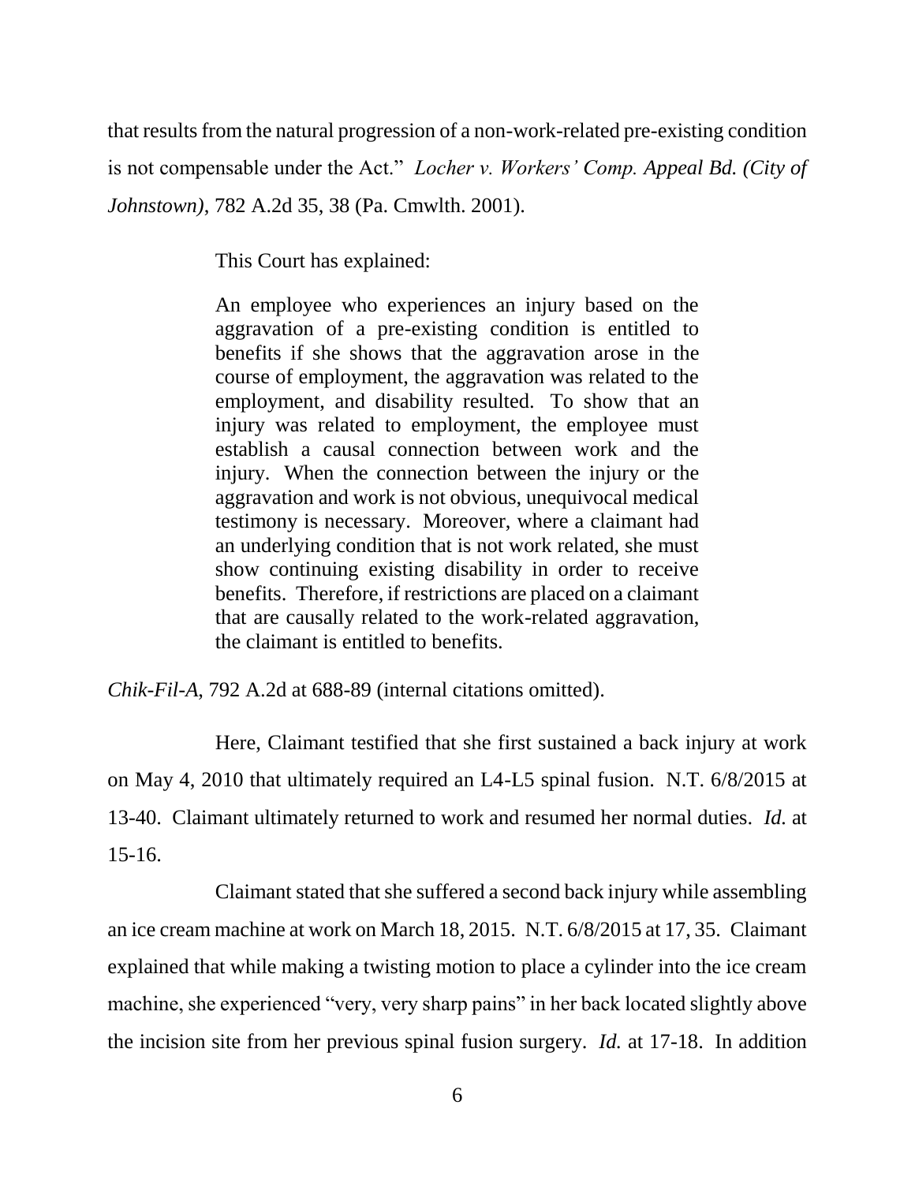that results from the natural progression of a non-work-related pre-existing condition is not compensable under the Act." *Locher v. Workers' Comp. Appeal Bd. (City of Johnstown)*, 782 A.2d 35, 38 (Pa. Cmwlth. 2001).

This Court has explained:

> An employee who experiences an injury based on the aggravation of a pre-existing condition is entitled to benefits if she shows that the aggravation arose in the course of employment, the aggravation was related to the employment, and disability resulted. To show that an injury was related to employment, the employee must establish a causal connection between work and the injury. When the connection between the injury or the aggravation and work is not obvious, unequivocal medical testimony is necessary. Moreover, where a claimant had an underlying condition that is not work related, she must show continuing existing disability in order to receive benefits. Therefore, if restrictions are placed on a claimant that are causally related to the work-related aggravation, the claimant is entitled to benefits.

*Chik-Fil-A*, 792 A.2d at 688-89 (internal citations omitted).

Here, Claimant testified that she first sustained a back injury at work on May 4, 2010 that ultimately required an L4-L5 spinal fusion. N.T. 6/8/2015 at 13-40. Claimant ultimately returned to work and resumed her normal duties. *Id.* at 15-16.

Claimant stated that she suffered a second back injury while assembling an ice cream machine at work on March 18, 2015. N.T. 6/8/2015 at 17, 35. Claimant explained that while making a twisting motion to place a cylinder into the ice cream machine, she experienced "very, very sharp pains" in her back located slightly above the incision site from her previous spinal fusion surgery. *Id.* at 17-18. In addition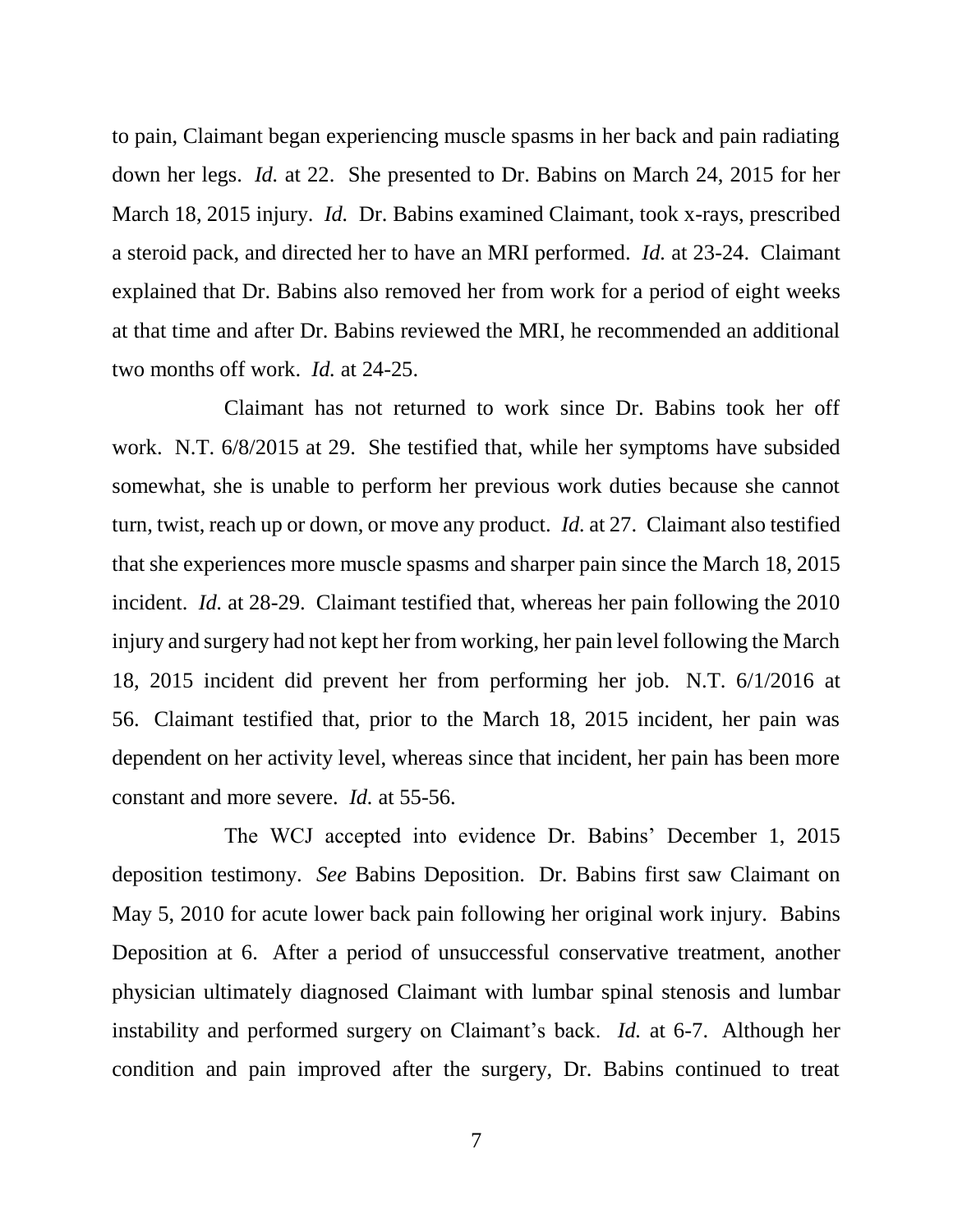to pain, Claimant began experiencing muscle spasms in her back and pain radiating down her legs. *Id.* at 22. She presented to Dr. Babins on March 24, 2015 for her March 18, 2015 injury. *Id.* Dr. Babins examined Claimant, took x-rays, prescribed a steroid pack, and directed her to have an MRI performed. *Id.* at 23-24. Claimant explained that Dr. Babins also removed her from work for a period of eight weeks at that time and after Dr. Babins reviewed the MRI, he recommended an additional two months off work. *Id.* at 24-25.

Claimant has not returned to work since Dr. Babins took her off work. N.T. 6/8/2015 at 29. She testified that, while her symptoms have subsided somewhat, she is unable to perform her previous work duties because she cannot turn, twist, reach up or down, or move any product. *Id.* at 27. Claimant also testified that she experiences more muscle spasms and sharper pain since the March 18, 2015 incident. *Id.* at 28-29. Claimant testified that, whereas her pain following the 2010 injury and surgery had not kept her from working, her pain level following the March 18, 2015 incident did prevent her from performing her job. N.T. 6/1/2016 at 56. Claimant testified that, prior to the March 18, 2015 incident, her pain was dependent on her activity level, whereas since that incident, her pain has been more constant and more severe. *Id.* at 55-56.

The WCJ accepted into evidence Dr. Babins' December 1, 2015 deposition testimony. *See* Babins Deposition. Dr. Babins first saw Claimant on May 5, 2010 for acute lower back pain following her original work injury. Babins Deposition at 6. After a period of unsuccessful conservative treatment, another physician ultimately diagnosed Claimant with lumbar spinal stenosis and lumbar instability and performed surgery on Claimant's back. *Id.* at 6-7. Although her condition and pain improved after the surgery, Dr. Babins continued to treat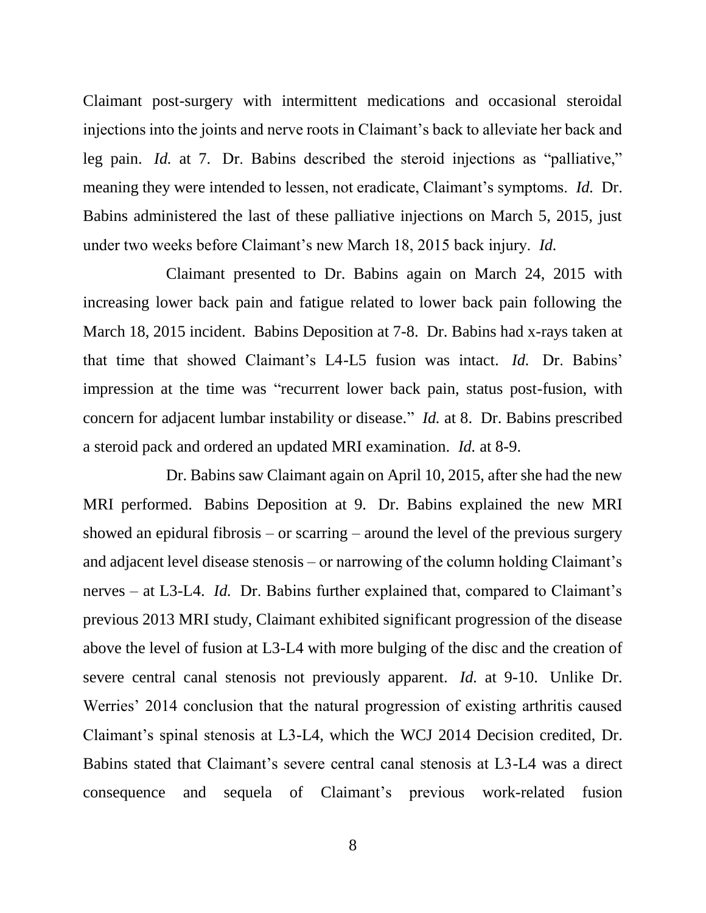Claimant post-surgery with intermittent medications and occasional steroidal injections into the joints and nerve roots in Claimant's back to alleviate her back and leg pain. *Id.* at 7. Dr. Babins described the steroid injections as "palliative," meaning they were intended to lessen, not eradicate, Claimant's symptoms. *Id.* Dr. Babins administered the last of these palliative injections on March 5, 2015, just under two weeks before Claimant's new March 18, 2015 back injury. *Id.*

Claimant presented to Dr. Babins again on March 24, 2015 with increasing lower back pain and fatigue related to lower back pain following the March 18, 2015 incident. Babins Deposition at 7-8. Dr. Babins had x-rays taken at that time that showed Claimant's L4-L5 fusion was intact. *Id.* Dr. Babins' impression at the time was "recurrent lower back pain, status post-fusion, with concern for adjacent lumbar instability or disease." *Id.* at 8. Dr. Babins prescribed a steroid pack and ordered an updated MRI examination. *Id.* at 8-9.

Dr. Babins saw Claimant again on April 10, 2015, after she had the new MRI performed. Babins Deposition at 9. Dr. Babins explained the new MRI showed an epidural fibrosis – or scarring – around the level of the previous surgery and adjacent level disease stenosis – or narrowing of the column holding Claimant's nerves – at L3-L4. *Id.* Dr. Babins further explained that, compared to Claimant's previous 2013 MRI study, Claimant exhibited significant progression of the disease above the level of fusion at L3-L4 with more bulging of the disc and the creation of severe central canal stenosis not previously apparent. *Id.* at 9-10. Unlike Dr. Werries' 2014 conclusion that the natural progression of existing arthritis caused Claimant's spinal stenosis at L3-L4, which the WCJ 2014 Decision credited, Dr. Babins stated that Claimant's severe central canal stenosis at L3-L4 was a direct consequence and sequela of Claimant's previous work-related fusion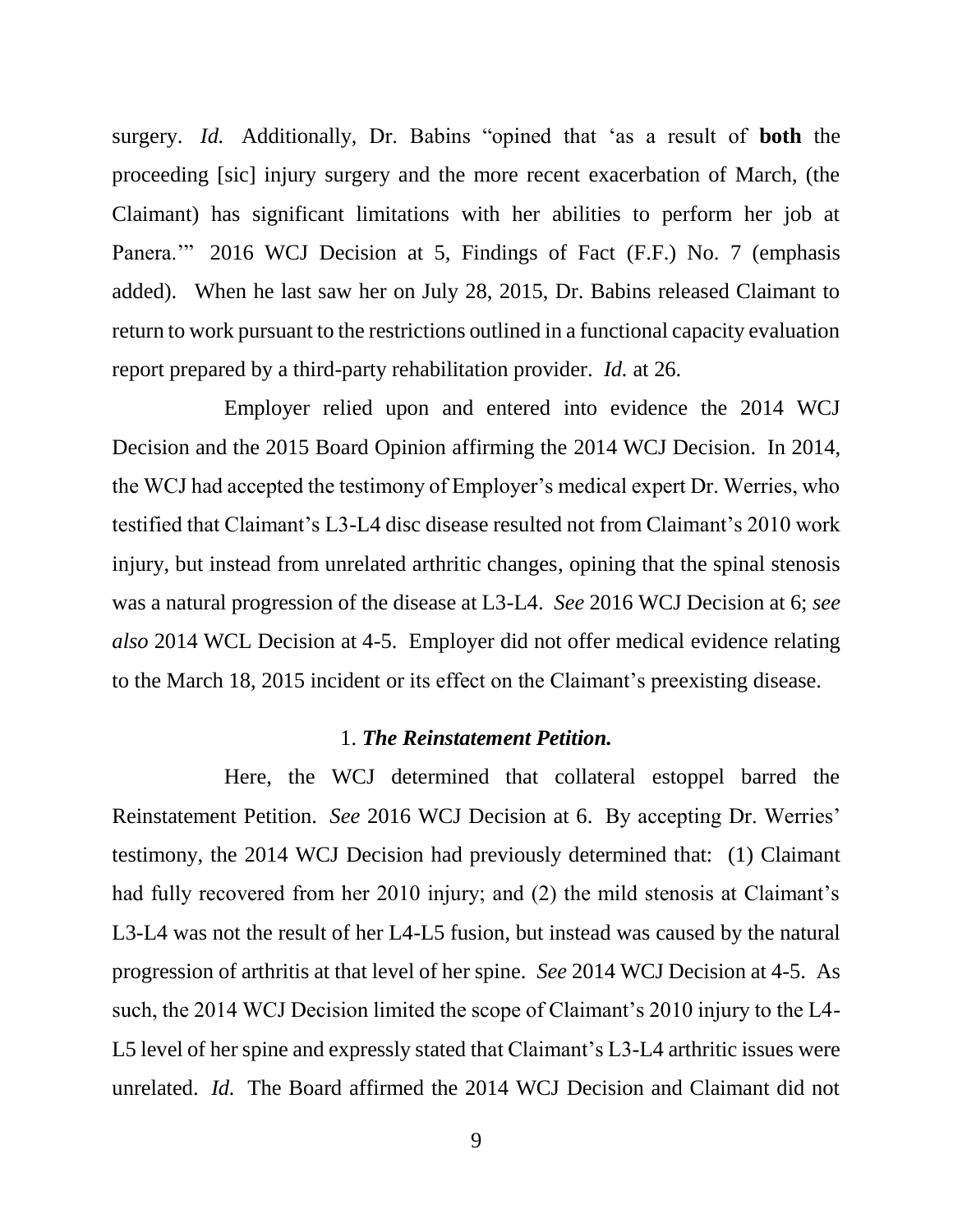surgery. *Id.* Additionally, Dr. Babins "opined that 'as a result of **both** the proceeding [sic] injury surgery and the more recent exacerbation of March, (the Claimant) has significant limitations with her abilities to perform her job at Panera.'" 2016 WCJ Decision at 5, Findings of Fact (F.F.) No. 7 (emphasis added). When he last saw her on July 28, 2015, Dr. Babins released Claimant to return to work pursuant to the restrictions outlined in a functional capacity evaluation report prepared by a third-party rehabilitation provider. *Id.* at 26.

Employer relied upon and entered into evidence the 2014 WCJ Decision and the 2015 Board Opinion affirming the 2014 WCJ Decision. In 2014, the WCJ had accepted the testimony of Employer's medical expert Dr. Werries, who testified that Claimant's L3-L4 disc disease resulted not from Claimant's 2010 work injury, but instead from unrelated arthritic changes, opining that the spinal stenosis was a natural progression of the disease at L3-L4. *See* 2016 WCJ Decision at 6; *see also* 2014 WCL Decision at 4-5. Employer did not offer medical evidence relating to the March 18, 2015 incident or its effect on the Claimant's preexisting disease.

1. ***The Reinstatement Petition.***

Here, the WCJ determined that collateral estoppel barred the Reinstatement Petition. *See* 2016 WCJ Decision at 6. By accepting Dr. Werries' testimony, the 2014 WCJ Decision had previously determined that: (1) Claimant had fully recovered from her 2010 injury; and (2) the mild stenosis at Claimant's L3-L4 was not the result of her L4-L5 fusion, but instead was caused by the natural progression of arthritis at that level of her spine. *See* 2014 WCJ Decision at 4-5. As such, the 2014 WCJ Decision limited the scope of Claimant's 2010 injury to the L4-L5 level of her spine and expressly stated that Claimant's L3-L4 arthritic issues were unrelated. *Id.* The Board affirmed the 2014 WCJ Decision and Claimant did not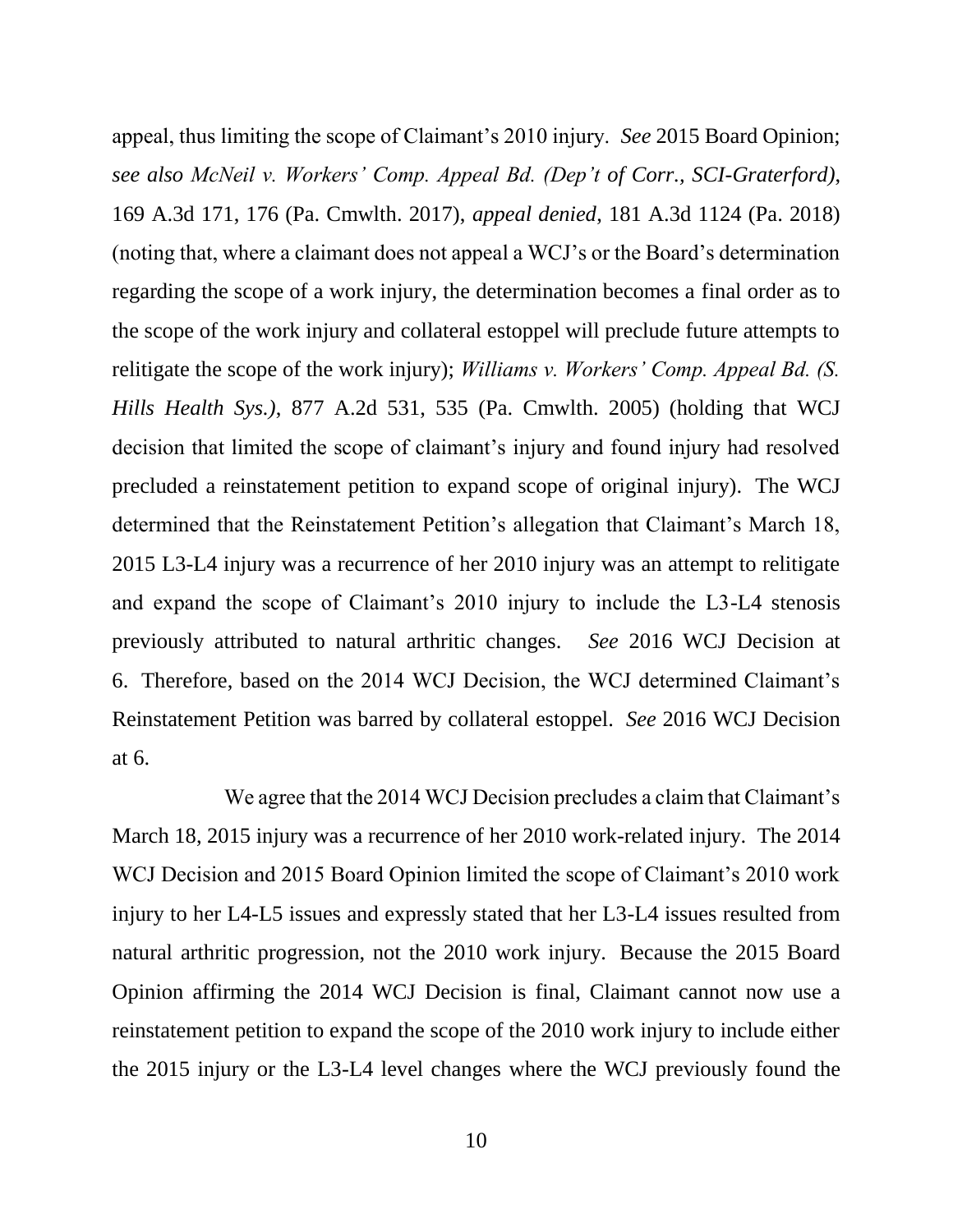appeal, thus limiting the scope of Claimant's 2010 injury. *See* 2015 Board Opinion; *see also McNeil v. Workers' Comp. Appeal Bd. (Dep't of Corr., SCI-Graterford)*, 169 A.3d 171, 176 (Pa. Cmwlth. 2017), *appeal denied*, 181 A.3d 1124 (Pa. 2018) (noting that, where a claimant does not appeal a WCJ's or the Board's determination regarding the scope of a work injury, the determination becomes a final order as to the scope of the work injury and collateral estoppel will preclude future attempts to relitigate the scope of the work injury); *Williams v. Workers' Comp. Appeal Bd. (S. Hills Health Sys.)*, 877 A.2d 531, 535 (Pa. Cmwlth. 2005) (holding that WCJ decision that limited the scope of claimant's injury and found injury had resolved precluded a reinstatement petition to expand scope of original injury). The WCJ determined that the Reinstatement Petition's allegation that Claimant's March 18, 2015 L3-L4 injury was a recurrence of her 2010 injury was an attempt to relitigate and expand the scope of Claimant's 2010 injury to include the L3-L4 stenosis previously attributed to natural arthritic changes. *See* 2016 WCJ Decision at 6. Therefore, based on the 2014 WCJ Decision, the WCJ determined Claimant's Reinstatement Petition was barred by collateral estoppel. *See* 2016 WCJ Decision at 6.

We agree that the 2014 WCJ Decision precludes a claim that Claimant's March 18, 2015 injury was a recurrence of her 2010 work-related injury. The 2014 WCJ Decision and 2015 Board Opinion limited the scope of Claimant's 2010 work injury to her L4-L5 issues and expressly stated that her L3-L4 issues resulted from natural arthritic progression, not the 2010 work injury. Because the 2015 Board Opinion affirming the 2014 WCJ Decision is final, Claimant cannot now use a reinstatement petition to expand the scope of the 2010 work injury to include either the 2015 injury or the L3-L4 level changes where the WCJ previously found the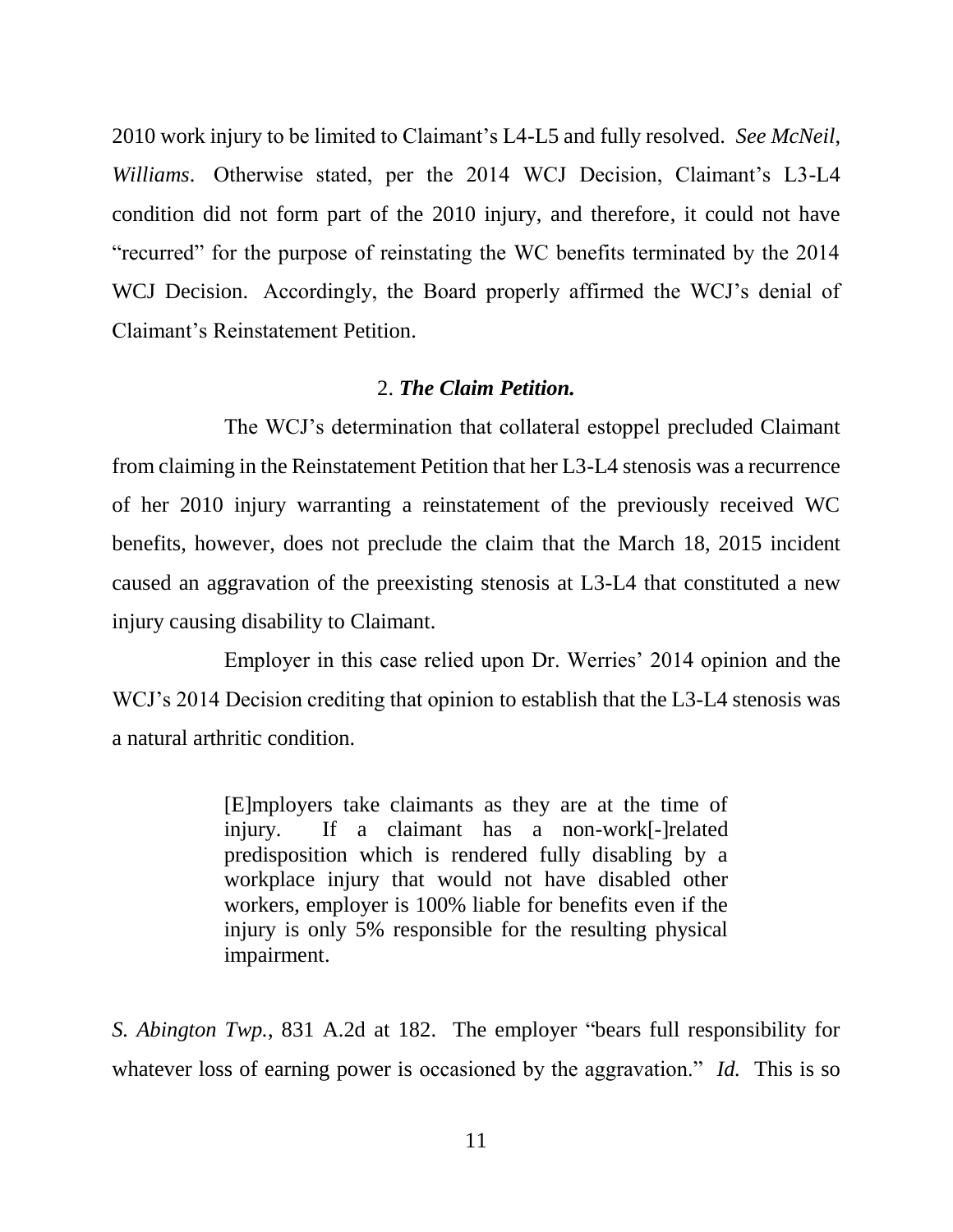2010 work injury to be limited to Claimant's L4-L5 and fully resolved. *See McNeil*, *Williams*. Otherwise stated, per the 2014 WCJ Decision, Claimant's L3-L4 condition did not form part of the 2010 injury, and therefore, it could not have "recurred" for the purpose of reinstating the WC benefits terminated by the 2014 WCJ Decision. Accordingly, the Board properly affirmed the WCJ's denial of Claimant's Reinstatement Petition.

### 2. ***The Claim Petition.***

The WCJ's determination that collateral estoppel precluded Claimant from claiming in the Reinstatement Petition that her L3-L4 stenosis was a recurrence of her 2010 injury warranting a reinstatement of the previously received WC benefits, however, does not preclude the claim that the March 18, 2015 incident caused an aggravation of the preexisting stenosis at L3-L4 that constituted a new injury causing disability to Claimant.

Employer in this case relied upon Dr. Werries' 2014 opinion and the WCJ's 2014 Decision crediting that opinion to establish that the L3-L4 stenosis was a natural arthritic condition.

> [E]mployers take claimants as they are at the time of injury. If a claimant has a non-work[-]related predisposition which is rendered fully disabling by a workplace injury that would not have disabled other workers, employer is 100% liable for benefits even if the injury is only 5% responsible for the resulting physical impairment.

*S. Abington Twp.*, 831 A.2d at 182. The employer "bears full responsibility for whatever loss of earning power is occasioned by the aggravation." *Id.* This is so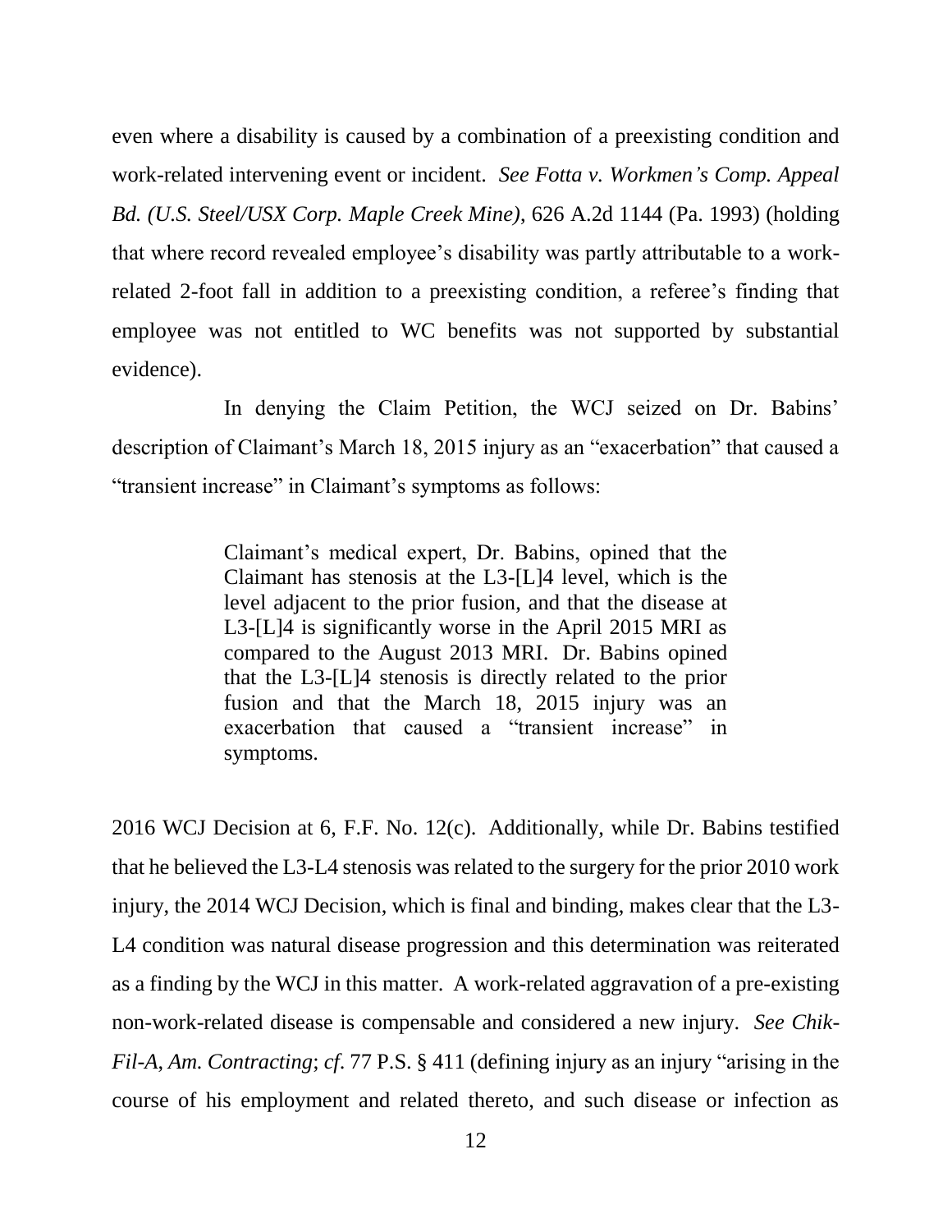even where a disability is caused by a combination of a preexisting condition and work-related intervening event or incident. *See Fotta v. Workmen's Comp. Appeal Bd. (U.S. Steel/USX Corp. Maple Creek Mine)*, 626 A.2d 1144 (Pa. 1993) (holding that where record revealed employee's disability was partly attributable to a work-related 2-foot fall in addition to a preexisting condition, a referee's finding that employee was not entitled to WC benefits was not supported by substantial evidence).

In denying the Claim Petition, the WCJ seized on Dr. Babins' description of Claimant's March 18, 2015 injury as an "exacerbation" that caused a "transient increase" in Claimant's symptoms as follows:

> Claimant's medical expert, Dr. Babins, opined that the Claimant has stenosis at the L3-[L]4 level, which is the level adjacent to the prior fusion, and that the disease at L3-[L]4 is significantly worse in the April 2015 MRI as compared to the August 2013 MRI. Dr. Babins opined that the L3-[L]4 stenosis is directly related to the prior fusion and that the March 18, 2015 injury was an exacerbation that caused a "transient increase" in symptoms.

2016 WCJ Decision at 6, F.F. No. 12(c). Additionally, while Dr. Babins testified that he believed the L3-L4 stenosis was related to the surgery for the prior 2010 work injury, the 2014 WCJ Decision, which is final and binding, makes clear that the L3-L4 condition was natural disease progression and this determination was reiterated as a finding by the WCJ in this matter. A work-related aggravation of a pre-existing non-work-related disease is compensable and considered a new injury. *See Chik-Fil-A*, *Am. Contracting*; *cf*. 77 P.S. § 411 (defining injury as an injury "arising in the course of his employment and related thereto, and such disease or infection as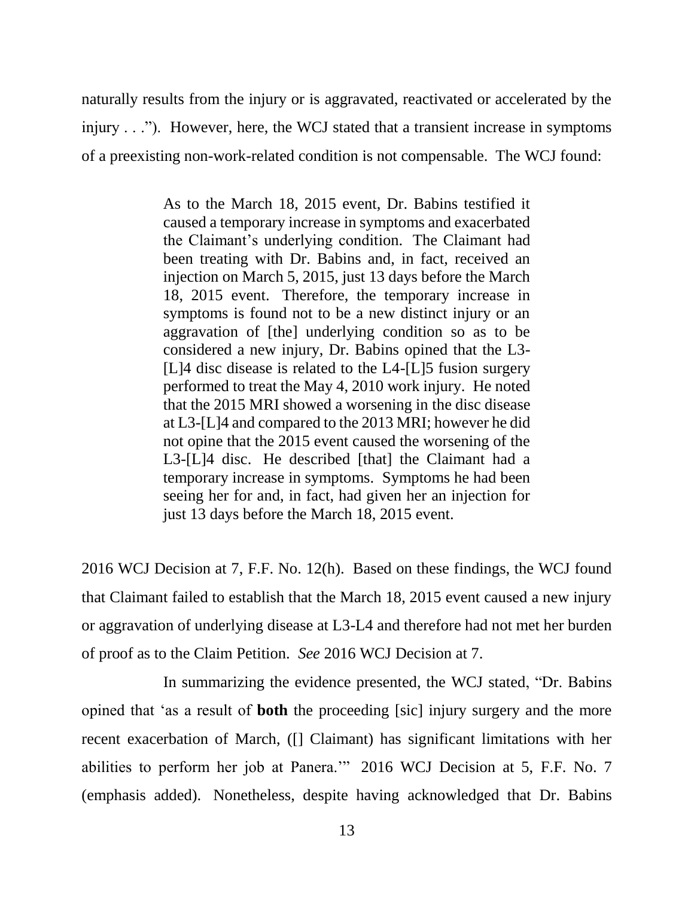naturally results from the injury or is aggravated, reactivated or accelerated by the injury . . ."). However, here, the WCJ stated that a transient increase in symptoms of a preexisting non-work-related condition is not compensable. The WCJ found:

> As to the March 18, 2015 event, Dr. Babins testified it caused a temporary increase in symptoms and exacerbated the Claimant's underlying condition. The Claimant had been treating with Dr. Babins and, in fact, received an injection on March 5, 2015, just 13 days before the March 18, 2015 event. Therefore, the temporary increase in symptoms is found not to be a new distinct injury or an aggravation of [the] underlying condition so as to be considered a new injury, Dr. Babins opined that the L3-[L]4 disc disease is related to the L4-[L]5 fusion surgery performed to treat the May 4, 2010 work injury. He noted that the 2015 MRI showed a worsening in the disc disease at L3-[L]4 and compared to the 2013 MRI; however he did not opine that the 2015 event caused the worsening of the L3-[L]4 disc. He described [that] the Claimant had a temporary increase in symptoms. Symptoms he had been seeing her for and, in fact, had given her an injection for just 13 days before the March 18, 2015 event.

2016 WCJ Decision at 7, F.F. No. 12(h). Based on these findings, the WCJ found that Claimant failed to establish that the March 18, 2015 event caused a new injury or aggravation of underlying disease at L3-L4 and therefore had not met her burden of proof as to the Claim Petition. *See* 2016 WCJ Decision at 7.

In summarizing the evidence presented, the WCJ stated, "Dr. Babins opined that 'as a result of **both** the proceeding [sic] injury surgery and the more recent exacerbation of March, ([] Claimant) has significant limitations with her abilities to perform her job at Panera.'" 2016 WCJ Decision at 5, F.F. No. 7 (emphasis added). Nonetheless, despite having acknowledged that Dr. Babins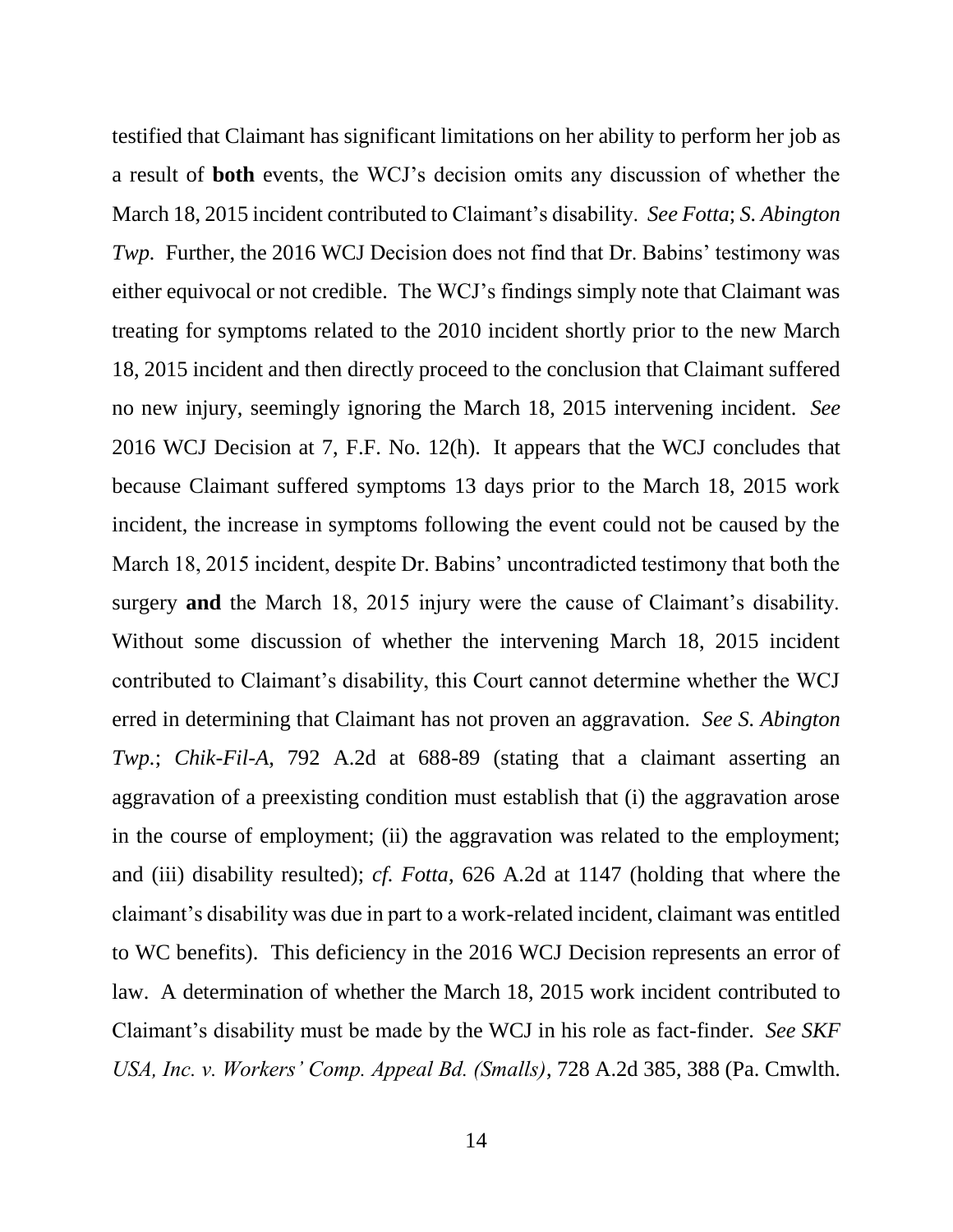testified that Claimant has significant limitations on her ability to perform her job as a result of **both** events, the WCJ's decision omits any discussion of whether the March 18, 2015 incident contributed to Claimant's disability. *See Fotta*; *S. Abington Twp.* Further, the 2016 WCJ Decision does not find that Dr. Babins' testimony was either equivocal or not credible. The WCJ's findings simply note that Claimant was treating for symptoms related to the 2010 incident shortly prior to the new March 18, 2015 incident and then directly proceed to the conclusion that Claimant suffered no new injury, seemingly ignoring the March 18, 2015 intervening incident. *See* 2016 WCJ Decision at 7, F.F. No. 12(h). It appears that the WCJ concludes that because Claimant suffered symptoms 13 days prior to the March 18, 2015 work incident, the increase in symptoms following the event could not be caused by the March 18, 2015 incident, despite Dr. Babins' uncontradicted testimony that both the surgery **and** the March 18, 2015 injury were the cause of Claimant's disability. Without some discussion of whether the intervening March 18, 2015 incident contributed to Claimant's disability, this Court cannot determine whether the WCJ erred in determining that Claimant has not proven an aggravation. *See S. Abington Twp.*; *Chik-Fil-A*, 792 A.2d at 688-89 (stating that a claimant asserting an aggravation of a preexisting condition must establish that (i) the aggravation arose in the course of employment; (ii) the aggravation was related to the employment; and (iii) disability resulted); *cf. Fotta*, 626 A.2d at 1147 (holding that where the claimant's disability was due in part to a work-related incident, claimant was entitled to WC benefits). This deficiency in the 2016 WCJ Decision represents an error of law. A determination of whether the March 18, 2015 work incident contributed to Claimant's disability must be made by the WCJ in his role as fact-finder. *See SKF USA, Inc. v. Workers' Comp. Appeal Bd. (Smalls)*, 728 A.2d 385, 388 (Pa. Cmwlth.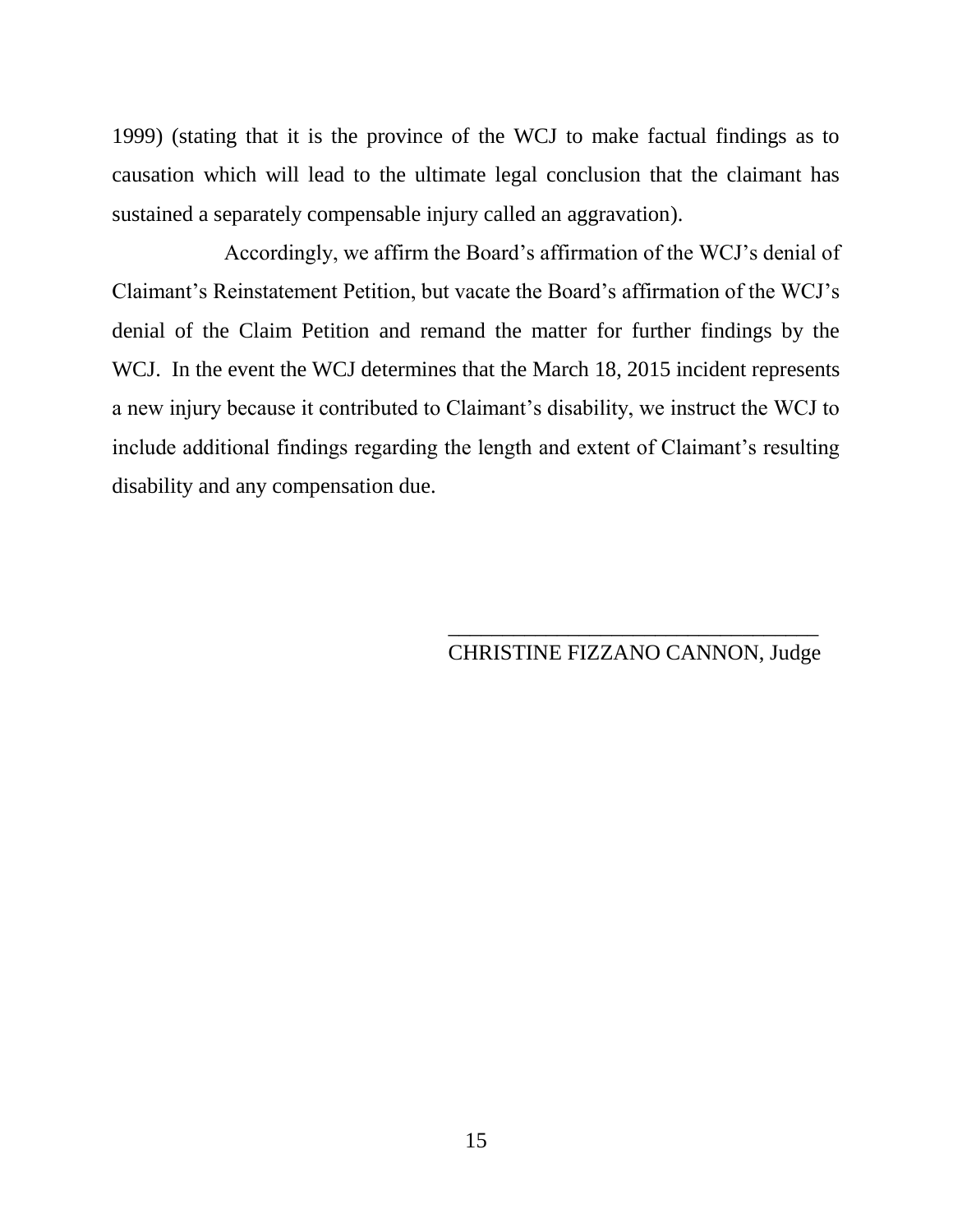1999) (stating that it is the province of the WCJ to make factual findings as to causation which will lead to the ultimate legal conclusion that the claimant has sustained a separately compensable injury called an aggravation).

Accordingly, we affirm the Board's affirmation of the WCJ's denial of Claimant's Reinstatement Petition, but vacate the Board's affirmation of the WCJ's denial of the Claim Petition and remand the matter for further findings by the WCJ. In the event the WCJ determines that the March 18, 2015 incident represents a new injury because it contributed to Claimant's disability, we instruct the WCJ to include additional findings regarding the length and extent of Claimant's resulting disability and any compensation due.

\_\_\_\_\_\_\_\_\_\_\_\_\_\_\_\_\_\_\_\_\_\_\_\_\_\_\_\_\_\_\_\_\_\_\_\_

CHRISTINE FIZZANO CANNON, Judge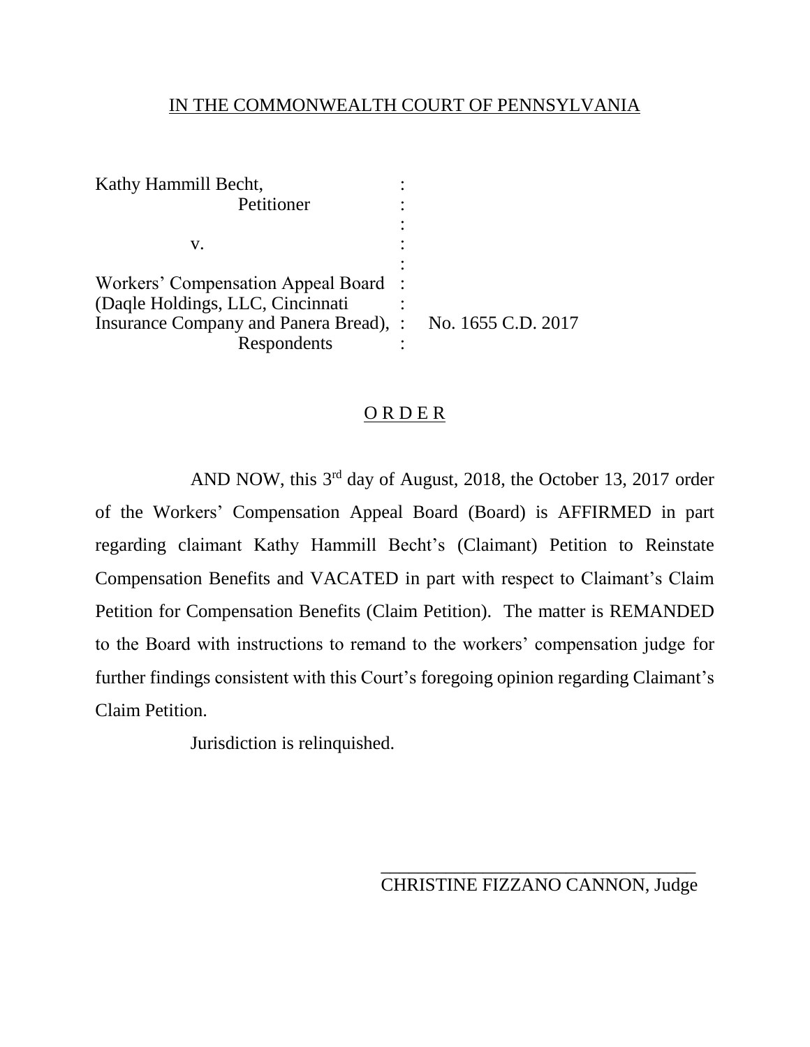IN THE COMMONWEALTH COURT OF PENNSYLVANIA

| | | |
|---|---|---|
| Kathy Hammill Becht, Petitioner | : | |
| v. | : | |
| Workers' Compensation Appeal Board (Daqle Holdings, LLC, Cincinnati Insurance Company and Panera Bread), Respondents | : | No. 1655 C.D. 2017 |

O R D E R

AND NOW, this 3rd day of August, 2018, the October 13, 2017 order of the Workers' Compensation Appeal Board (Board) is AFFIRMED in part regarding claimant Kathy Hammill Becht's (Claimant) Petition to Reinstate Compensation Benefits and VACATED in part with respect to Claimant's Claim Petition for Compensation Benefits (Claim Petition). The matter is REMANDED to the Board with instructions to remand to the workers' compensation judge for further findings consistent with this Court's foregoing opinion regarding Claimant's Claim Petition.

Jurisdiction is relinquished.

\_\_\_\_\_\_\_\_\_\_\_\_\_\_\_\_\_\_\_\_\_\_\_\_\_\_\_\_\_\_\_\_\_\_\_\_

CHRISTINE FIZZANO CANNON, Judge